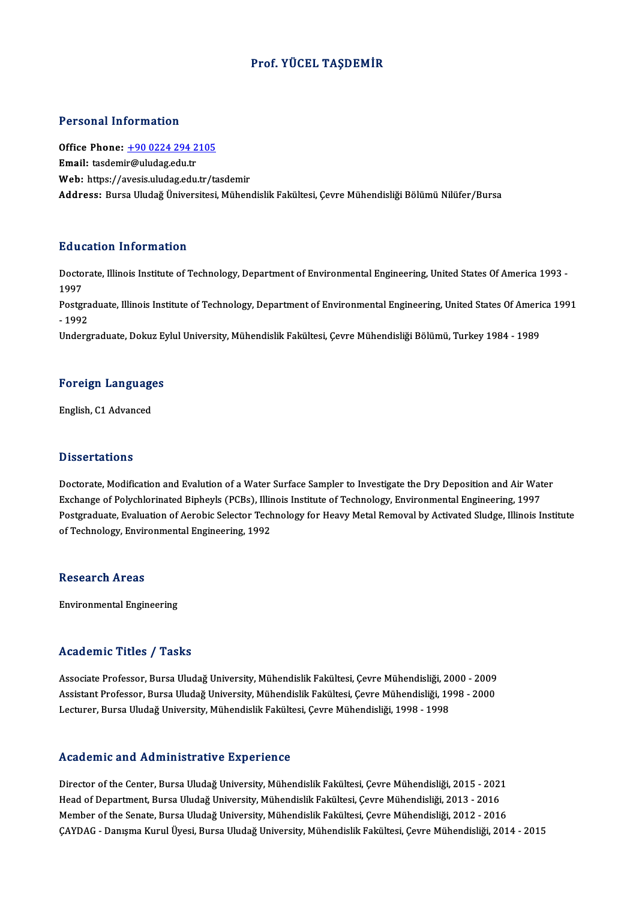# Prof. YÜCEL TAŞDEMİR

## Personal Information

**Office Phone:** [+90 0224 294 2105](tel:+90 0224 294 2105)
**Email:** tasdemir@uludag.edu.tr
**Web:** https://avesis.uludag.edu.tr/tasdemir
**Address:** Bursa Uludağ Üniversitesi, Mühendislik Fakültesi, Çevre Mühendisliği Bölümü Nilüfer/Bursa

## Education Information

Doctorate, Illinois Institute of Technology, Department of Environmental Engineering, United States Of America 1993 - 1997
Postgraduate, Illinois Institute of Technology, Department of Environmental Engineering, United States Of America 1991 - 1992
Undergraduate, Dokuz Eylul University, Mühendislik Fakültesi, Çevre Mühendisliği Bölümü, Turkey 1984 - 1989

## Foreign Languages

English, C1 Advanced

## Dissertations

Doctorate, Modification and Evalution of a Water Surface Sampler to Investigate the Dry Deposition and Air Water Exchange of Polychlorinated Bipheyls (PCBs), Illinois Institute of Technology, Environmental Engineering, 1997
Postgraduate, Evaluation of Aerobic Selector Technology for Heavy Metal Removal by Activated Sludge, Illinois Institute of Technology, Environmental Engineering, 1992

## Research Areas

Environmental Engineering

## Academic Titles / Tasks

Associate Professor, Bursa Uludağ University, Mühendislik Fakültesi, Çevre Mühendisliği, 2000 - 2009
Assistant Professor, Bursa Uludağ University, Mühendislik Fakültesi, Çevre Mühendisliği, 1998 - 2000
Lecturer, Bursa Uludağ University, Mühendislik Fakültesi, Çevre Mühendisliği, 1998 - 1998

## Academic and Administrative Experience

Director of the Center, Bursa Uludağ University, Mühendislik Fakültesi, Çevre Mühendisliği, 2015 - 2021
Head of Department, Bursa Uludağ University, Mühendislik Fakültesi, Çevre Mühendisliği, 2013 - 2016
Member of the Senate, Bursa Uludağ University, Mühendislik Fakültesi, Çevre Mühendisliği, 2012 - 2016
ÇAYDAG - Danışma Kurul Üyesi, Bursa Uludağ University, Mühendislik Fakültesi, Çevre Mühendisliği, 2014 - 2015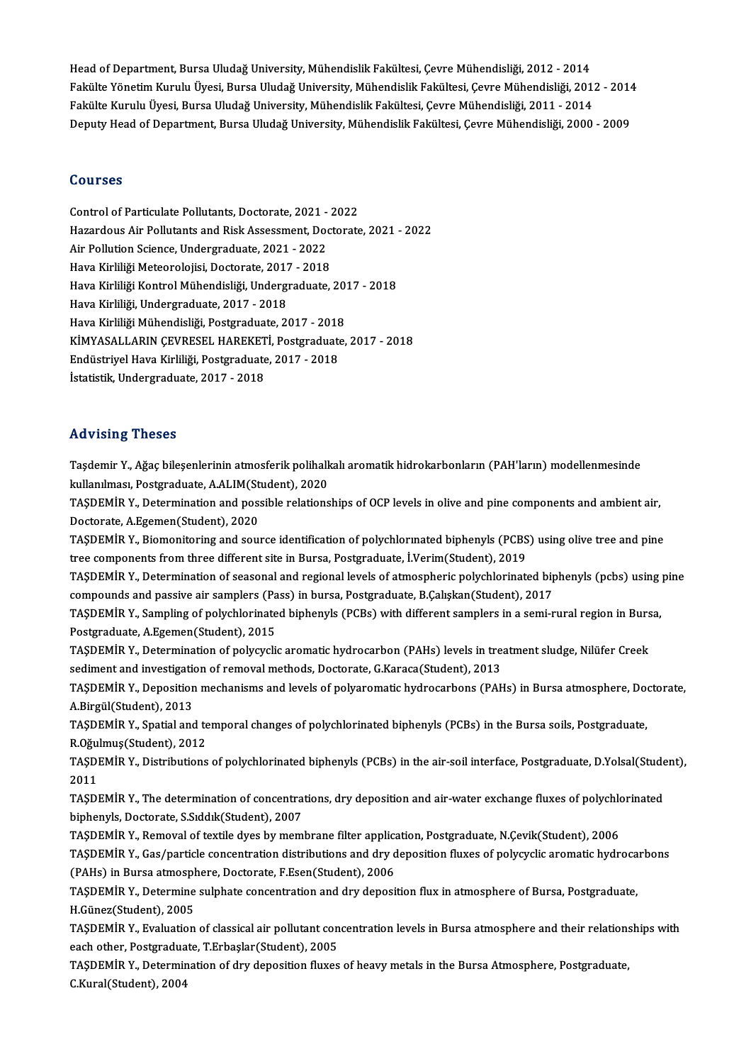Head of Department, Bursa Uludağ University, Mühendislik Fakültesi, Çevre Mühendisliği, 2012 - 2014
Fakülte Yönetim Kurulu Üyesi, Bursa Uludağ University, Mühendislik Fakültesi, Çevre Mühendisliği, 2012 - 2014
Fakülte Kurulu Üyesi, Bursa Uludağ University, Mühendislik Fakültesi, Çevre Mühendisliği, 2011 - 2014
Deputy Head of Department, Bursa Uludağ University, Mühendislik Fakültesi, Çevre Mühendisliği, 2000 - 2009

## Courses

Control of Particulate Pollutants, Doctorate, 2021 - 2022
Hazardous Air Pollutants and Risk Assessment, Doctorate, 2021 - 2022
Air Pollution Science, Undergraduate, 2021 - 2022
Hava Kirliliği Meteorolojisi, Doctorate, 2017 - 2018
Hava Kirliliği Kontrol Mühendisliği, Undergraduate, 2017 - 2018
Hava Kirliliği, Undergraduate, 2017 - 2018
Hava Kirliliği Mühendisliği, Postgraduate, 2017 - 2018
KİMYASALLARIN ÇEVRESEL HAREKETİ, Postgraduate, 2017 - 2018
Endüstriyel Hava Kirliliği, Postgraduate, 2017 - 2018
İstatistik, Undergraduate, 2017 - 2018

## Advising Theses

Taşdemir Y., Ağaç bileşenlerinin atmosferik polihalkalı aromatik hidrokarbonların (PAH'ların) modellenmesinde kullanılması, Postgraduate, A.ALIM(Student), 2020

TAŞDEMİR Y., Determination and possible relationships of OCP levels in olive and pine components and ambient air, Doctorate, A.Egemen(Student), 2020

TAŞDEMİR Y., Biomonitoring and source identification of polychlorınated biphenyls (PCBS) using olive tree and pine tree components from three different site in Bursa, Postgraduate, İ.Verim(Student), 2019

TAŞDEMİR Y., Determination of seasonal and regional levels of atmospheric polychlorinated biphenyls (pcbs) using pine compounds and passive air samplers (Pass) in bursa, Postgraduate, B.Çalışkan(Student), 2017

TAŞDEMİR Y., Sampling of polychlorinated biphenyls (PCBs) with different samplers in a semi-rural region in Bursa, Postgraduate, A.Egemen(Student), 2015

TAŞDEMİR Y., Determination of polycyclic aromatic hydrocarbon (PAHs) levels in treatment sludge, Nilüfer Creek sediment and investigation of removal methods, Doctorate, G.Karaca(Student), 2013

TAŞDEMİR Y., Deposition mechanisms and levels of polyaromatic hydrocarbons (PAHs) in Bursa atmosphere, Doctorate, A.Birgül(Student), 2013

TAŞDEMİR Y., Spatial and temporal changes of polychlorinated biphenyls (PCBs) in the Bursa soils, Postgraduate, R.Oğulmuş(Student), 2012

TAŞDEMİR Y., Distributions of polychlorinated biphenyls (PCBs) in the air-soil interface, Postgraduate, D.Yolsal(Student), 2011

TAŞDEMİR Y., The determination of concentrations, dry deposition and air-water exchange fluxes of polychlorinated biphenyls, Doctorate, S.Sıddık(Student), 2007

TAŞDEMİR Y., Removal of textile dyes by membrane filter application, Postgraduate, N.Çevik(Student), 2006

TAŞDEMİR Y., Gas/particle concentration distributions and dry deposition fluxes of polycyclic aromatic hydrocarbons (PAHs) in Bursa atmosphere, Doctorate, F.Esen(Student), 2006

TAŞDEMİR Y., Determine sulphate concentration and dry deposition flux in atmosphere of Bursa, Postgraduate, H.Günez(Student), 2005

TAŞDEMİR Y., Evaluation of classical air pollutant concentration levels in Bursa atmosphere and their relationships with each other, Postgraduate, T.Erbaşlar(Student), 2005

TAŞDEMİR Y., Determination of dry deposition fluxes of heavy metals in the Bursa Atmosphere, Postgraduate, C.Kural(Student), 2004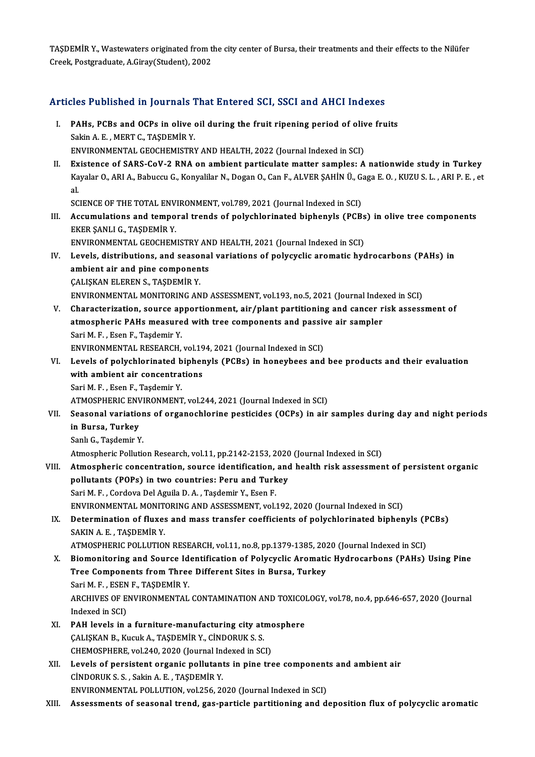TAŞDEMİR Y., Wastewaters originated from the city center of Bursa, their treatments and their effects to the Nilüfer Creek, Postgraduate, A.Giray(Student), 2002

## Articles Published in Journals That Entered SCI, SSCI and AHCI Indexes

I. **PAHs, PCBs and OCPs in olive oil during the fruit ripening period of olive fruits**
   Sakin A. E. , MERT C., TAŞDEMİR Y.
   ENVIRONMENTAL GEOCHEMISTRY AND HEALTH, 2022 (Journal Indexed in SCI)

II. **Existence of SARS-CoV-2 RNA on ambient particulate matter samples: A nationwide study in Turkey**
   Kayalar O., ARI A., Babuccu G., Konyalilar N., Dogan O., Can F., ALVER ŞAHİN Ü., Gaga E. O. , KUZU S. L. , ARI P. E. , et al.
   SCIENCE OF THE TOTAL ENVIRONMENT, vol.789, 2021 (Journal Indexed in SCI)

III. **Accumulations and temporal trends of polychlorinated biphenyls (PCBs) in olive tree components**
   EKER ŞANLI G., TAŞDEMİR Y.
   ENVIRONMENTAL GEOCHEMISTRY AND HEALTH, 2021 (Journal Indexed in SCI)

IV. **Levels, distributions, and seasonal variations of polycyclic aromatic hydrocarbons (PAHs) in ambient air and pine components**
   ÇALIŞKAN ELEREN S., TAŞDEMİR Y.
   ENVIRONMENTAL MONITORING AND ASSESSMENT, vol.193, no.5, 2021 (Journal Indexed in SCI)

V. **Characterization, source apportionment, air/plant partitioning and cancer risk assessment of atmospheric PAHs measured with tree components and passive air sampler**
   Sari M. F. , Esen F., Taşdemir Y.
   ENVIRONMENTAL RESEARCH, vol.194, 2021 (Journal Indexed in SCI)

VI. **Levels of polychlorinated biphenyls (PCBs) in honeybees and bee products and their evaluation with ambient air concentrations**
   Sari M. F. , Esen F., Taşdemir Y.
   ATMOSPHERIC ENVIRONMENT, vol.244, 2021 (Journal Indexed in SCI)

VII. **Seasonal variations of organochlorine pesticides (OCPs) in air samples during day and night periods in Bursa, Turkey**
   Sanlı G., Taşdemir Y.
   Atmospheric Pollution Research, vol.11, pp.2142-2153, 2020 (Journal Indexed in SCI)

VIII. **Atmospheric concentration, source identification, and health risk assessment of persistent organic pollutants (POPs) in two countries: Peru and Turkey**
   Sari M. F. , Cordova Del Aguila D. A. , Taşdemir Y., Esen F.
   ENVIRONMENTAL MONITORING AND ASSESSMENT, vol.192, 2020 (Journal Indexed in SCI)

IX. **Determination of fluxes and mass transfer coefficients of polychlorinated biphenyls (PCBs)**
   SAKIN A. E. , TAŞDEMİR Y.
   ATMOSPHERIC POLLUTION RESEARCH, vol.11, no.8, pp.1379-1385, 2020 (Journal Indexed in SCI)

X. **Biomonitoring and Source Identification of Polycyclic Aromatic Hydrocarbons (PAHs) Using Pine Tree Components from Three Different Sites in Bursa, Turkey**
   Sari M. F. , ESEN F., TAŞDEMİR Y.
   ARCHIVES OF ENVIRONMENTAL CONTAMINATION AND TOXICOLOGY, vol.78, no.4, pp.646-657, 2020 (Journal Indexed in SCI)

XI. **PAH levels in a furniture-manufacturing city atmosphere**
   ÇALIŞKAN B., Kucuk A., TAŞDEMİR Y., CİNDORUK S. S.
   CHEMOSPHERE, vol.240, 2020 (Journal Indexed in SCI)

XII. **Levels of persistent organic pollutants in pine tree components and ambient air**
   CİNDORUK S. S. , Sakin A. E. , TAŞDEMİR Y.
   ENVIRONMENTAL POLLUTION, vol.256, 2020 (Journal Indexed in SCI)

XIII. **Assessments of seasonal trend, gas-particle partitioning and deposition flux of polycyclic aromatic**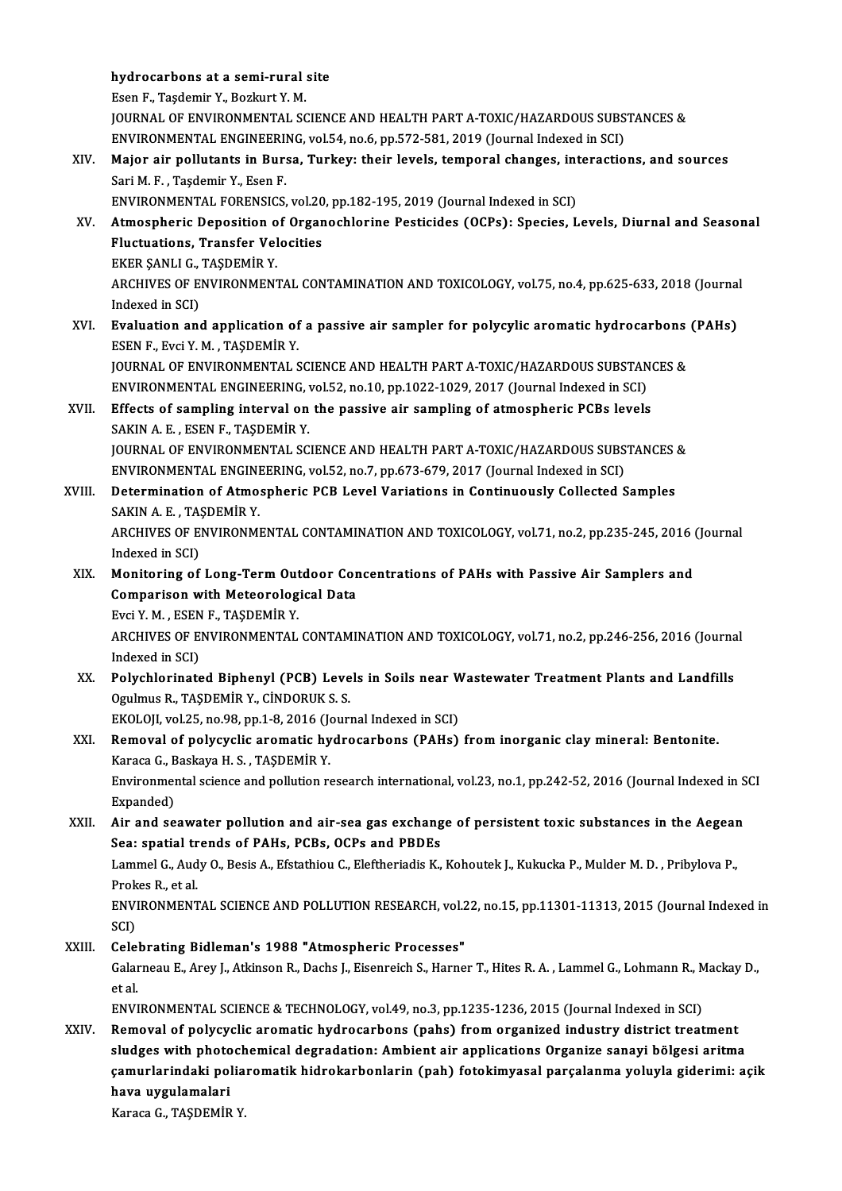hydrocarbons at a semi-rural site
Esen F., Taşdemir Y., Bozkurt Y. M.
JOURNAL OF ENVIRONMENTAL SCIENCE AND HEALTH PART A-TOXIC/HAZARDOUS SUBSTANCES & ENVIRONMENTAL ENGINEERING, vol.54, no.6, pp.572-581, 2019 (Journal Indexed in SCI)

XIV. **Major air pollutants in Bursa, Turkey: their levels, temporal changes, interactions, and sources**
Sari M. F. , Taşdemir Y., Esen F.
ENVIRONMENTAL FORENSICS, vol.20, pp.182-195, 2019 (Journal Indexed in SCI)

XV. **Atmospheric Deposition of Organochlorine Pesticides (OCPs): Species, Levels, Diurnal and Seasonal Fluctuations, Transfer Velocities**
EKER ŞANLI G., TAŞDEMİR Y.
ARCHIVES OF ENVIRONMENTAL CONTAMINATION AND TOXICOLOGY, vol.75, no.4, pp.625-633, 2018 (Journal Indexed in SCI)

XVI. **Evaluation and application of a passive air sampler for polycylic aromatic hydrocarbons (PAHs)**
ESEN F., Evci Y. M. , TAŞDEMİR Y.
JOURNAL OF ENVIRONMENTAL SCIENCE AND HEALTH PART A-TOXIC/HAZARDOUS SUBSTANCES & ENVIRONMENTAL ENGINEERING, vol.52, no.10, pp.1022-1029, 2017 (Journal Indexed in SCI)

XVII. **Effects of sampling interval on the passive air sampling of atmospheric PCBs levels**
SAKIN A. E. , ESEN F., TAŞDEMİR Y.
JOURNAL OF ENVIRONMENTAL SCIENCE AND HEALTH PART A-TOXIC/HAZARDOUS SUBSTANCES & ENVIRONMENTAL ENGINEERING, vol.52, no.7, pp.673-679, 2017 (Journal Indexed in SCI)

XVIII. **Determination of Atmospheric PCB Level Variations in Continuously Collected Samples**
SAKIN A. E. , TAŞDEMİR Y.
ARCHIVES OF ENVIRONMENTAL CONTAMINATION AND TOXICOLOGY, vol.71, no.2, pp.235-245, 2016 (Journal Indexed in SCI)

XIX. **Monitoring of Long-Term Outdoor Concentrations of PAHs with Passive Air Samplers and Comparison with Meteorological Data**
Evci Y. M. , ESEN F., TAŞDEMİR Y.
ARCHIVES OF ENVIRONMENTAL CONTAMINATION AND TOXICOLOGY, vol.71, no.2, pp.246-256, 2016 (Journal Indexed in SCI)

XX. **Polychlorinated Biphenyl (PCB) Levels in Soils near Wastewater Treatment Plants and Landfills**
Ogulmus R., TAŞDEMİR Y., CİNDORUK S. S.
EKOLOJI, vol.25, no.98, pp.1-8, 2016 (Journal Indexed in SCI)

XXI. **Removal of polycyclic aromatic hydrocarbons (PAHs) from inorganic clay mineral: Bentonite.**
Karaca G., Baskaya H. S. , TAŞDEMİR Y.
Environmental science and pollution research international, vol.23, no.1, pp.242-52, 2016 (Journal Indexed in SCI Expanded)

XXII. **Air and seawater pollution and air-sea gas exchange of persistent toxic substances in the Aegean Sea: spatial trends of PAHs, PCBs, OCPs and PBDEs**
Lammel G., Audy O., Besis A., Efstathiou C., Eleftheriadis K., Kohoutek J., Kukucka P., Mulder M. D. , Pribylova P., Prokes R., et al.
ENVIRONMENTAL SCIENCE AND POLLUTION RESEARCH, vol.22, no.15, pp.11301-11313, 2015 (Journal Indexed in SCI)

XXIII. **Celebrating Bidleman's 1988 "Atmospheric Processes"**
Galarneau E., Arey J., Atkinson R., Dachs J., Eisenreich S., Harner T., Hites R. A. , Lammel G., Lohmann R., Mackay D., et al.
ENVIRONMENTAL SCIENCE & TECHNOLOGY, vol.49, no.3, pp.1235-1236, 2015 (Journal Indexed in SCI)

XXIV. **Removal of polycyclic aromatic hydrocarbons (pahs) from organized industry district treatment sludges with photochemical degradation: Ambient air applications Organize sanayi bölgesi aritma çamurlarindaki poliaromatik hidrokarbonlarin (pah) fotokimyasal parçalanma yoluyla giderimi: açik hava uygulamalari**
Karaca G., TAŞDEMİR Y.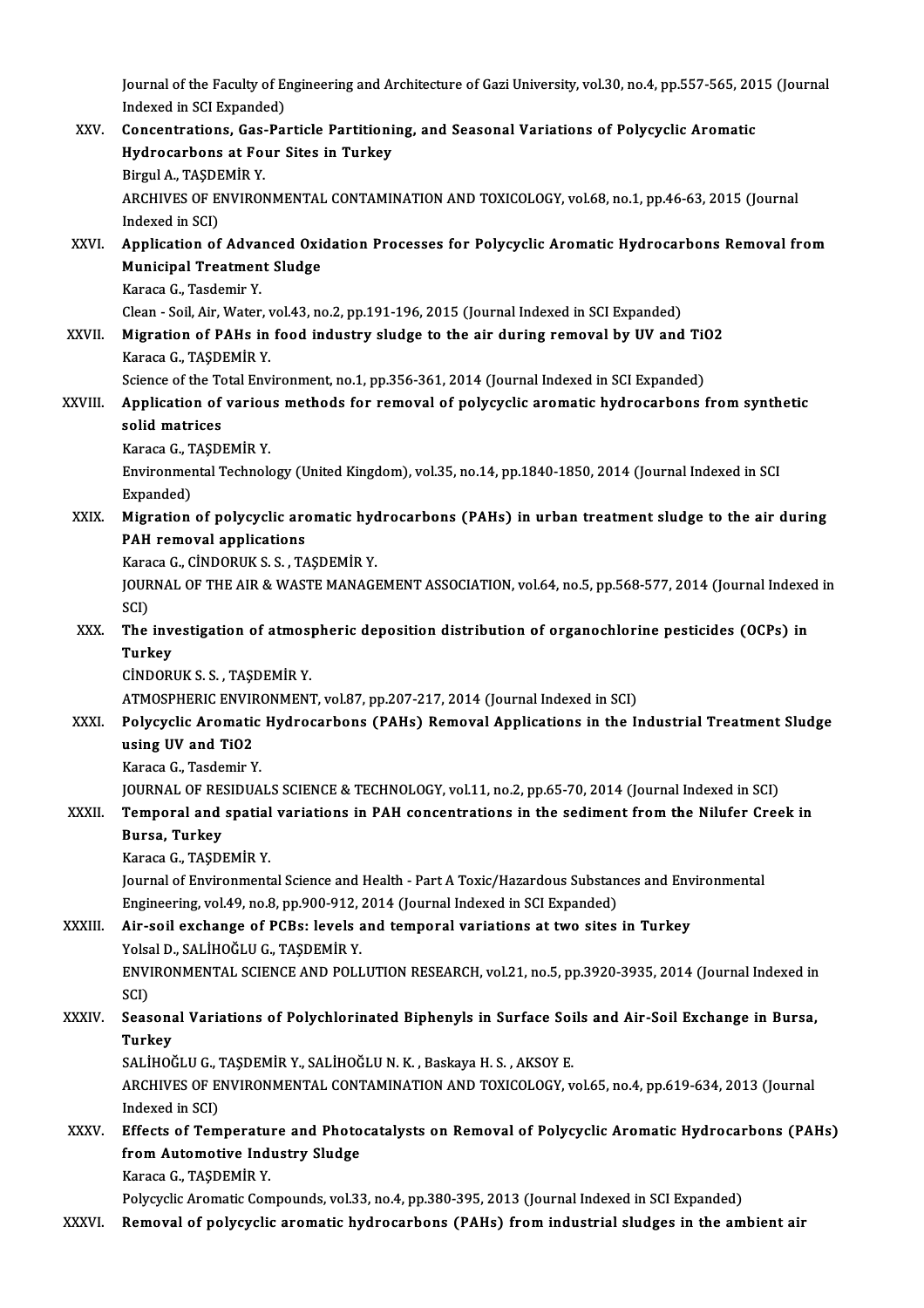Journal of the Faculty of Engineering and Architecture of Gazi University, vol.30, no.4, pp.557-565, 2015 (Journal Indexed in SCI Expanded)

XXV. **Concentrations, Gas-Particle Partitioning, and Seasonal Variations of Polycyclic Aromatic Hydrocarbons at Four Sites in Turkey**
Birgul A., TAŞDEMİR Y.
ARCHIVES OF ENVIRONMENTAL CONTAMINATION AND TOXICOLOGY, vol.68, no.1, pp.46-63, 2015 (Journal Indexed in SCI)

XXVI. **Application of Advanced Oxidation Processes for Polycyclic Aromatic Hydrocarbons Removal from Municipal Treatment Sludge**
Karaca G., Tasdemir Y.
Clean - Soil, Air, Water, vol.43, no.2, pp.191-196, 2015 (Journal Indexed in SCI Expanded)

XXVII. **Migration of PAHs in food industry sludge to the air during removal by UV and TiO2**
Karaca G., TAŞDEMİR Y.
Science of the Total Environment, no.1, pp.356-361, 2014 (Journal Indexed in SCI Expanded)

XXVIII. **Application of various methods for removal of polycyclic aromatic hydrocarbons from synthetic solid matrices**
Karaca G., TAŞDEMİR Y.
Environmental Technology (United Kingdom), vol.35, no.14, pp.1840-1850, 2014 (Journal Indexed in SCI Expanded)

XXIX. **Migration of polycyclic aromatic hydrocarbons (PAHs) in urban treatment sludge to the air during PAH removal applications**
Karaca G., CİNDORUK S. S. , TAŞDEMİR Y.
JOURNAL OF THE AIR & WASTE MANAGEMENT ASSOCIATION, vol.64, no.5, pp.568-577, 2014 (Journal Indexed in SCI)

XXX. **The investigation of atmospheric deposition distribution of organochlorine pesticides (OCPs) in Turkey**
CİNDORUK S. S. , TAŞDEMİR Y.
ATMOSPHERIC ENVIRONMENT, vol.87, pp.207-217, 2014 (Journal Indexed in SCI)

XXXI. **Polycyclic Aromatic Hydrocarbons (PAHs) Removal Applications in the Industrial Treatment Sludge using UV and TiO2**
Karaca G., Tasdemir Y.
JOURNAL OF RESIDUALS SCIENCE & TECHNOLOGY, vol.11, no.2, pp.65-70, 2014 (Journal Indexed in SCI)

XXXII. **Temporal and spatial variations in PAH concentrations in the sediment from the Nilufer Creek in Bursa, Turkey**
Karaca G., TAŞDEMİR Y.
Journal of Environmental Science and Health - Part A Toxic/Hazardous Substances and Environmental Engineering, vol.49, no.8, pp.900-912, 2014 (Journal Indexed in SCI Expanded)

XXXIII. **Air-soil exchange of PCBs: levels and temporal variations at two sites in Turkey**
Yolsal D., SALİHOĞLU G., TAŞDEMİR Y.
ENVIRONMENTAL SCIENCE AND POLLUTION RESEARCH, vol.21, no.5, pp.3920-3935, 2014 (Journal Indexed in SCI)

XXXIV. **Seasonal Variations of Polychlorinated Biphenyls in Surface Soils and Air-Soil Exchange in Bursa, Turkey**
SALİHOĞLU G., TAŞDEMİR Y., SALİHOĞLU N. K. , Baskaya H. S. , AKSOY E.
ARCHIVES OF ENVIRONMENTAL CONTAMINATION AND TOXICOLOGY, vol.65, no.4, pp.619-634, 2013 (Journal Indexed in SCI)

XXXV. **Effects of Temperature and Photocatalysts on Removal of Polycyclic Aromatic Hydrocarbons (PAHs) from Automotive Industry Sludge**
Karaca G., TAŞDEMİR Y.
Polycyclic Aromatic Compounds, vol.33, no.4, pp.380-395, 2013 (Journal Indexed in SCI Expanded)

XXXVI. **Removal of polycyclic aromatic hydrocarbons (PAHs) from industrial sludges in the ambient air**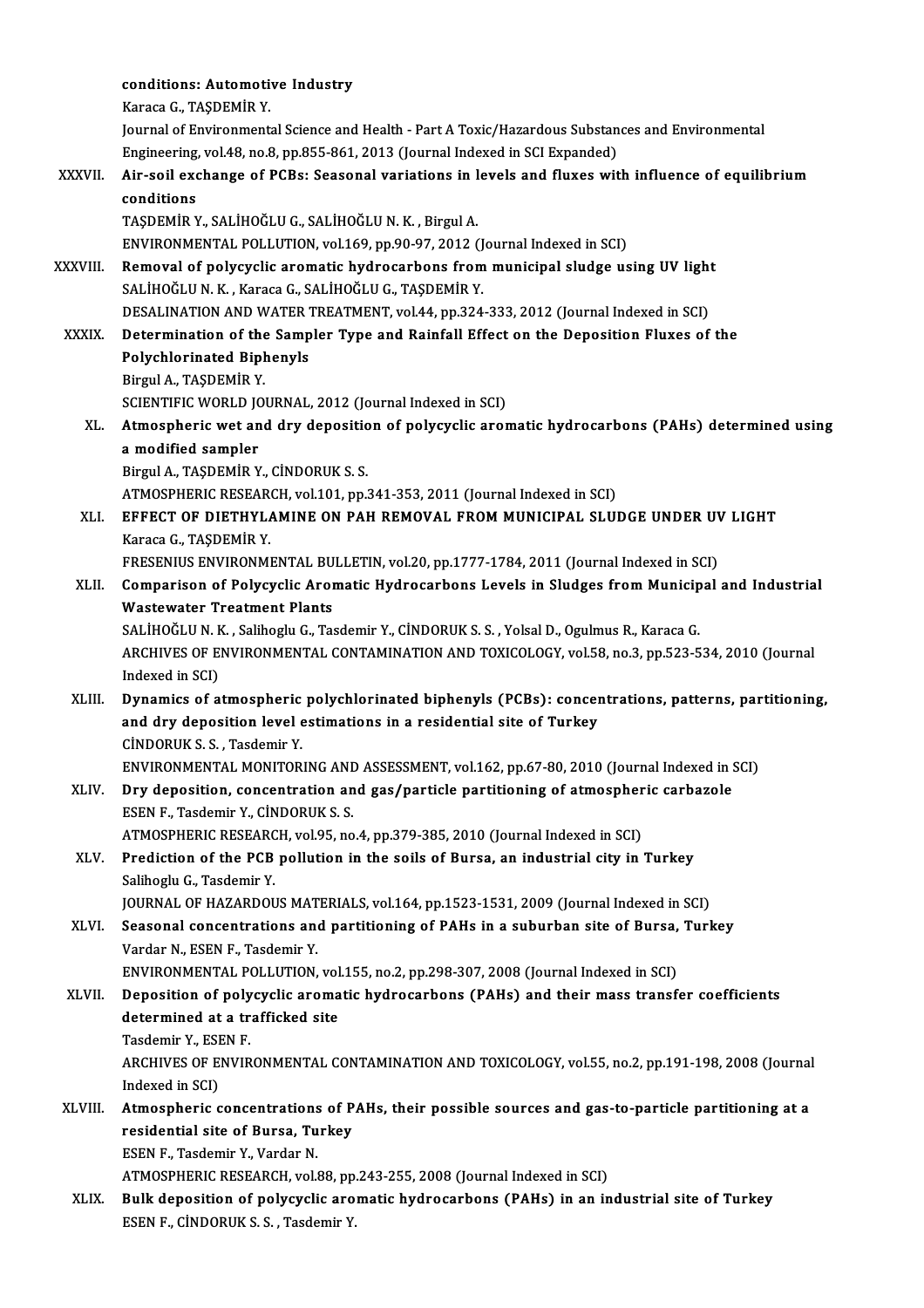conditions: Automotive Industry
Karaca G., TAŞDEMİR Y.
Journal of Environmental Science and Health - Part A Toxic/Hazardous Substances and Environmental Engineering, vol.48, no.8, pp.855-861, 2013 (Journal Indexed in SCI Expanded)

XXXVII. **Air-soil exchange of PCBs: Seasonal variations in levels and fluxes with influence of equilibrium conditions**
TAŞDEMİR Y., SALİHOĞLU G., SALİHOĞLU N. K. , Birgul A.
ENVIRONMENTAL POLLUTION, vol.169, pp.90-97, 2012 (Journal Indexed in SCI)

XXXVIII. **Removal of polycyclic aromatic hydrocarbons from municipal sludge using UV light**
SALİHOĞLU N. K. , Karaca G., SALİHOĞLU G., TAŞDEMİR Y.
DESALINATION AND WATER TREATMENT, vol.44, pp.324-333, 2012 (Journal Indexed in SCI)

XXXIX. **Determination of the Sampler Type and Rainfall Effect on the Deposition Fluxes of the Polychlorinated Biphenyls**
Birgul A., TAŞDEMİR Y.
SCIENTIFIC WORLD JOURNAL, 2012 (Journal Indexed in SCI)

XL. **Atmospheric wet and dry deposition of polycyclic aromatic hydrocarbons (PAHs) determined using a modified sampler**
Birgul A., TAŞDEMİR Y., CİNDORUK S. S.
ATMOSPHERIC RESEARCH, vol.101, pp.341-353, 2011 (Journal Indexed in SCI)

XLI. **EFFECT OF DIETHYLAMINE ON PAH REMOVAL FROM MUNICIPAL SLUDGE UNDER UV LIGHT**
Karaca G., TAŞDEMİR Y.
FRESENIUS ENVIRONMENTAL BULLETIN, vol.20, pp.1777-1784, 2011 (Journal Indexed in SCI)

XLII. **Comparison of Polycyclic Aromatic Hydrocarbons Levels in Sludges from Municipal and Industrial Wastewater Treatment Plants**
SALİHOĞLU N. K. , Salihoglu G., Tasdemir Y., CİNDORUK S. S. , Yolsal D., Ogulmus R., Karaca G.
ARCHIVES OF ENVIRONMENTAL CONTAMINATION AND TOXICOLOGY, vol.58, no.3, pp.523-534, 2010 (Journal Indexed in SCI)

XLIII. **Dynamics of atmospheric polychlorinated biphenyls (PCBs): concentrations, patterns, partitioning, and dry deposition level estimations in a residential site of Turkey**
CİNDORUK S. S. , Tasdemir Y.
ENVIRONMENTAL MONITORING AND ASSESSMENT, vol.162, pp.67-80, 2010 (Journal Indexed in SCI)

XLIV. **Dry deposition, concentration and gas/particle partitioning of atmospheric carbazole**
ESEN F., Tasdemir Y., CİNDORUK S. S.
ATMOSPHERIC RESEARCH, vol.95, no.4, pp.379-385, 2010 (Journal Indexed in SCI)

XLV. **Prediction of the PCB pollution in the soils of Bursa, an industrial city in Turkey**
Salihoglu G., Tasdemir Y.
JOURNAL OF HAZARDOUS MATERIALS, vol.164, pp.1523-1531, 2009 (Journal Indexed in SCI)

XLVI. **Seasonal concentrations and partitioning of PAHs in a suburban site of Bursa, Turkey**
Vardar N., ESEN F., Tasdemir Y.
ENVIRONMENTAL POLLUTION, vol.155, no.2, pp.298-307, 2008 (Journal Indexed in SCI)

XLVII. **Deposition of polycyclic aromatic hydrocarbons (PAHs) and their mass transfer coefficients determined at a trafficked site**
Tasdemir Y., ESEN F.
ARCHIVES OF ENVIRONMENTAL CONTAMINATION AND TOXICOLOGY, vol.55, no.2, pp.191-198, 2008 (Journal Indexed in SCI)

XLVIII. **Atmospheric concentrations of PAHs, their possible sources and gas-to-particle partitioning at a residential site of Bursa, Turkey**
ESEN F., Tasdemir Y., Vardar N.
ATMOSPHERIC RESEARCH, vol.88, pp.243-255, 2008 (Journal Indexed in SCI)

XLIX. **Bulk deposition of polycyclic aromatic hydrocarbons (PAHs) in an industrial site of Turkey**
ESEN F., CİNDORUK S. S. , Tasdemir Y.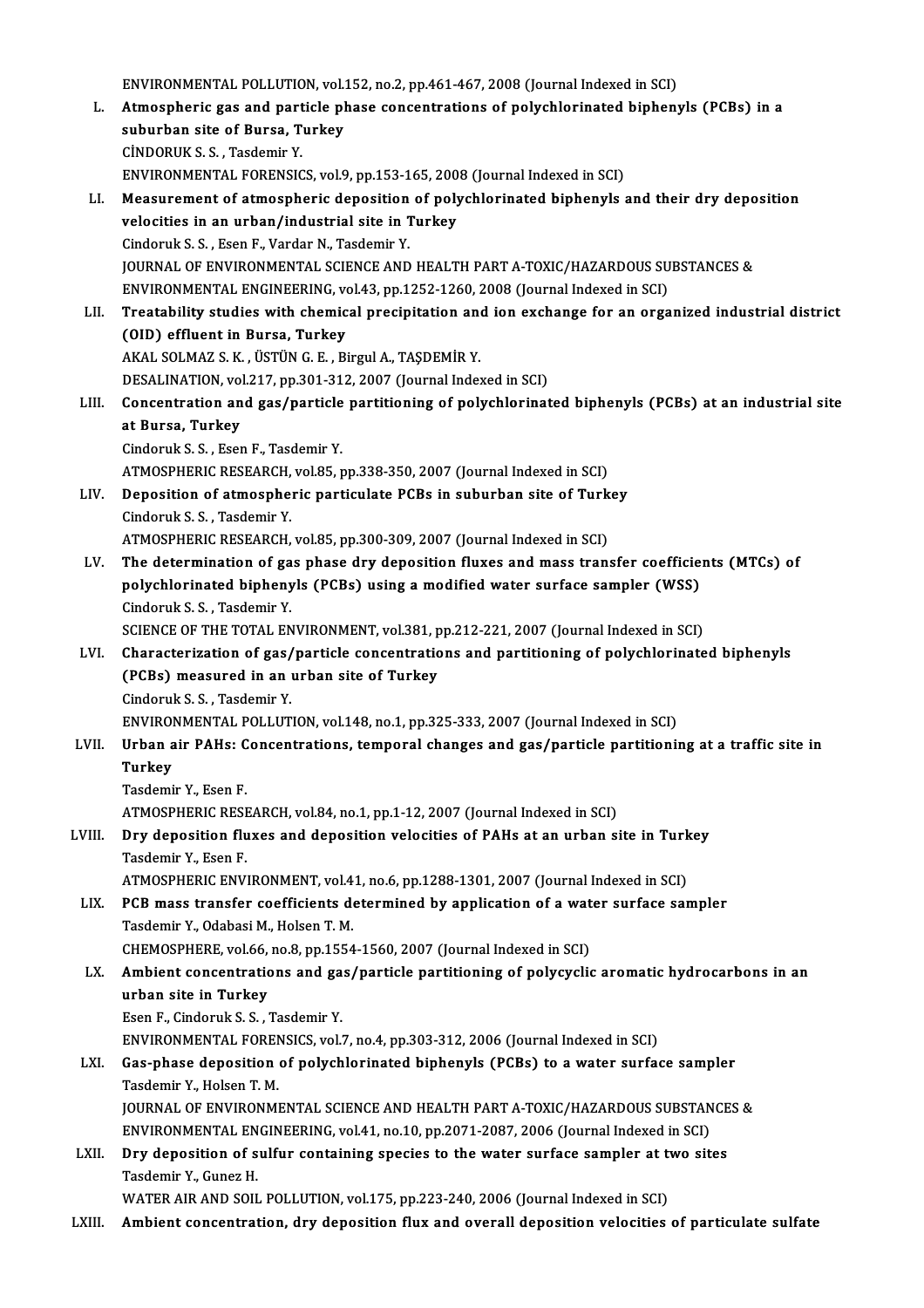ENVIRONMENTAL POLLUTION, vol.152, no.2, pp.461-467, 2008 (Journal Indexed in SCI)

L. **Atmospheric gas and particle phase concentrations of polychlorinated biphenyls (PCBs) in a suburban site of Bursa, Turkey**
CİNDORUK S. S. , Tasdemir Y.
ENVIRONMENTAL FORENSICS, vol.9, pp.153-165, 2008 (Journal Indexed in SCI)

LI. **Measurement of atmospheric deposition of polychlorinated biphenyls and their dry deposition velocities in an urban/industrial site in Turkey**
Cindoruk S. S. , Esen F., Vardar N., Tasdemir Y.
JOURNAL OF ENVIRONMENTAL SCIENCE AND HEALTH PART A-TOXIC/HAZARDOUS SUBSTANCES & ENVIRONMENTAL ENGINEERING, vol.43, pp.1252-1260, 2008 (Journal Indexed in SCI)

LII. **Treatability studies with chemical precipitation and ion exchange for an organized industrial district (OID) effluent in Bursa, Turkey**
AKAL SOLMAZ S. K. , ÜSTÜN G. E. , Birgul A., TAŞDEMİR Y.
DESALINATION, vol.217, pp.301-312, 2007 (Journal Indexed in SCI)

LIII. **Concentration and gas/particle partitioning of polychlorinated biphenyls (PCBs) at an industrial site at Bursa, Turkey**
Cindoruk S. S. , Esen F., Tasdemir Y.
ATMOSPHERIC RESEARCH, vol.85, pp.338-350, 2007 (Journal Indexed in SCI)

LIV. **Deposition of atmospheric particulate PCBs in suburban site of Turkey**
Cindoruk S. S. , Tasdemir Y.
ATMOSPHERIC RESEARCH, vol.85, pp.300-309, 2007 (Journal Indexed in SCI)

LV. **The determination of gas phase dry deposition fluxes and mass transfer coefficients (MTCs) of polychlorinated biphenyls (PCBs) using a modified water surface sampler (WSS)**
Cindoruk S. S. , Tasdemir Y.
SCIENCE OF THE TOTAL ENVIRONMENT, vol.381, pp.212-221, 2007 (Journal Indexed in SCI)

LVI. **Characterization of gas/particle concentrations and partitioning of polychlorinated biphenyls (PCBs) measured in an urban site of Turkey**
Cindoruk S. S. , Tasdemir Y.
ENVIRONMENTAL POLLUTION, vol.148, no.1, pp.325-333, 2007 (Journal Indexed in SCI)

LVII. **Urban air PAHs: Concentrations, temporal changes and gas/particle partitioning at a traffic site in Turkey**
Tasdemir Y., Esen F.
ATMOSPHERIC RESEARCH, vol.84, no.1, pp.1-12, 2007 (Journal Indexed in SCI)

LVIII. **Dry deposition fluxes and deposition velocities of PAHs at an urban site in Turkey**
Tasdemir Y., Esen F.
ATMOSPHERIC ENVIRONMENT, vol.41, no.6, pp.1288-1301, 2007 (Journal Indexed in SCI)

LIX. **PCB mass transfer coefficients determined by application of a water surface sampler**
Tasdemir Y., Odabasi M., Holsen T. M.
CHEMOSPHERE, vol.66, no.8, pp.1554-1560, 2007 (Journal Indexed in SCI)

LX. **Ambient concentrations and gas/particle partitioning of polycyclic aromatic hydrocarbons in an urban site in Turkey**
Esen F., Cindoruk S. S. , Tasdemir Y.
ENVIRONMENTAL FORENSICS, vol.7, no.4, pp.303-312, 2006 (Journal Indexed in SCI)

LXI. **Gas-phase deposition of polychlorinated biphenyls (PCBs) to a water surface sampler**
Tasdemir Y., Holsen T. M.
JOURNAL OF ENVIRONMENTAL SCIENCE AND HEALTH PART A-TOXIC/HAZARDOUS SUBSTANCES & ENVIRONMENTAL ENGINEERING, vol.41, no.10, pp.2071-2087, 2006 (Journal Indexed in SCI)

LXII. **Dry deposition of sulfur containing species to the water surface sampler at two sites**
Tasdemir Y., Gunez H.
WATER AIR AND SOIL POLLUTION, vol.175, pp.223-240, 2006 (Journal Indexed in SCI)

LXIII. **Ambient concentration, dry deposition flux and overall deposition velocities of particulate sulfate**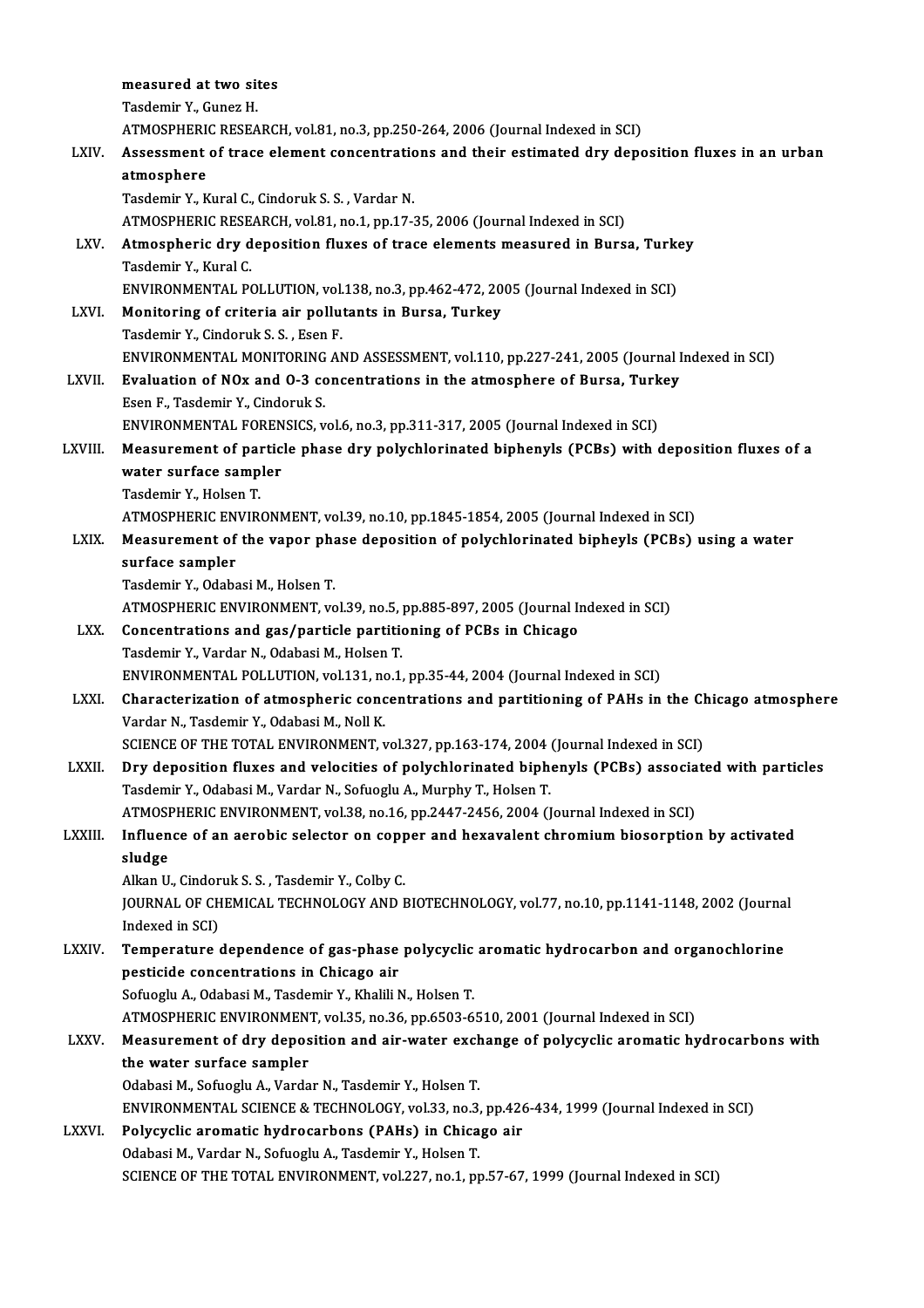measured at two sites
Tasdemir Y., Gunez H.
ATMOSPHERIC RESEARCH, vol.81, no.3, pp.250-264, 2006 (Journal Indexed in SCI)

LXIV. **Assessment of trace element concentrations and their estimated dry deposition fluxes in an urban atmosphere**
Tasdemir Y., Kural C., Cindoruk S. S. , Vardar N.
ATMOSPHERIC RESEARCH, vol.81, no.1, pp.17-35, 2006 (Journal Indexed in SCI)

LXV. **Atmospheric dry deposition fluxes of trace elements measured in Bursa, Turkey**
Tasdemir Y., Kural C.
ENVIRONMENTAL POLLUTION, vol.138, no.3, pp.462-472, 2005 (Journal Indexed in SCI)

LXVI. **Monitoring of criteria air pollutants in Bursa, Turkey**
Tasdemir Y., Cindoruk S. S. , Esen F.
ENVIRONMENTAL MONITORING AND ASSESSMENT, vol.110, pp.227-241, 2005 (Journal Indexed in SCI)

LXVII. **Evaluation of NOx and O-3 concentrations in the atmosphere of Bursa, Turkey**
Esen F., Tasdemir Y., Cindoruk S.
ENVIRONMENTAL FORENSICS, vol.6, no.3, pp.311-317, 2005 (Journal Indexed in SCI)

LXVIII. **Measurement of particle phase dry polychlorinated biphenyls (PCBs) with deposition fluxes of a water surface sampler**
Tasdemir Y., Holsen T.
ATMOSPHERIC ENVIRONMENT, vol.39, no.10, pp.1845-1854, 2005 (Journal Indexed in SCI)

LXIX. **Measurement of the vapor phase deposition of polychlorinated bipheyls (PCBs) using a water surface sampler**
Tasdemir Y., Odabasi M., Holsen T.
ATMOSPHERIC ENVIRONMENT, vol.39, no.5, pp.885-897, 2005 (Journal Indexed in SCI)

LXX. **Concentrations and gas/particle partitioning of PCBs in Chicago**
Tasdemir Y., Vardar N., Odabasi M., Holsen T.
ENVIRONMENTAL POLLUTION, vol.131, no.1, pp.35-44, 2004 (Journal Indexed in SCI)

LXXI. **Characterization of atmospheric concentrations and partitioning of PAHs in the Chicago atmosphere**
Vardar N., Tasdemir Y., Odabasi M., Noll K.
SCIENCE OF THE TOTAL ENVIRONMENT, vol.327, pp.163-174, 2004 (Journal Indexed in SCI)

LXXII. **Dry deposition fluxes and velocities of polychlorinated biphenyls (PCBs) associated with particles**
Tasdemir Y., Odabasi M., Vardar N., Sofuoglu A., Murphy T., Holsen T.
ATMOSPHERIC ENVIRONMENT, vol.38, no.16, pp.2447-2456, 2004 (Journal Indexed in SCI)

LXXIII. **Influence of an aerobic selector on copper and hexavalent chromium biosorption by activated sludge**
Alkan U., Cindoruk S. S. , Tasdemir Y., Colby C.
JOURNAL OF CHEMICAL TECHNOLOGY AND BIOTECHNOLOGY, vol.77, no.10, pp.1141-1148, 2002 (Journal Indexed in SCI)

LXXIV. **Temperature dependence of gas-phase polycyclic aromatic hydrocarbon and organochlorine pesticide concentrations in Chicago air**
Sofuoglu A., Odabasi M., Tasdemir Y., Khalili N., Holsen T.
ATMOSPHERIC ENVIRONMENT, vol.35, no.36, pp.6503-6510, 2001 (Journal Indexed in SCI)

LXXV. **Measurement of dry deposition and air-water exchange of polycyclic aromatic hydrocarbons with the water surface sampler**
Odabasi M., Sofuoglu A., Vardar N., Tasdemir Y., Holsen T.
ENVIRONMENTAL SCIENCE & TECHNOLOGY, vol.33, no.3, pp.426-434, 1999 (Journal Indexed in SCI)

LXXVI. **Polycyclic aromatic hydrocarbons (PAHs) in Chicago air**
Odabasi M., Vardar N., Sofuoglu A., Tasdemir Y., Holsen T.
SCIENCE OF THE TOTAL ENVIRONMENT, vol.227, no.1, pp.57-67, 1999 (Journal Indexed in SCI)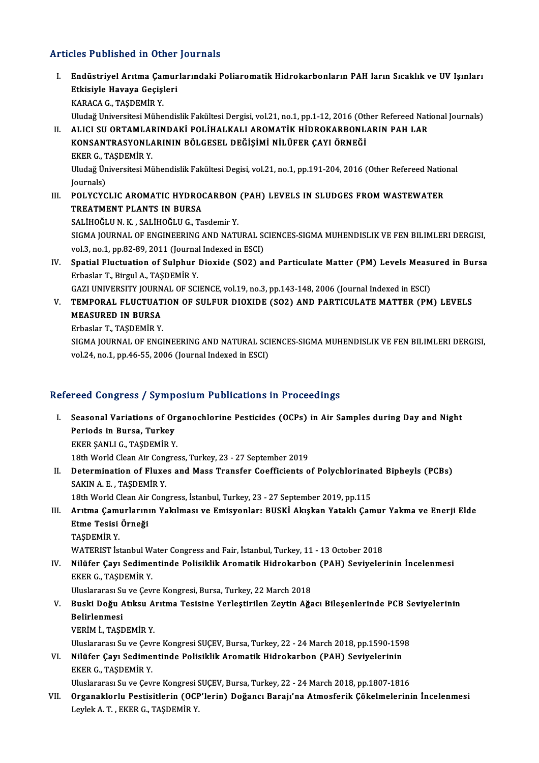## Articles Published in Other Journals

I. **Endüstriyel Arıtma Çamurlarındaki Poliaromatik Hidrokarbonların PAH ların Sıcaklık ve UV Işınları Etkisiyle Havaya Geçişleri**
KARACA G., TAŞDEMİR Y.
Uludağ Universitesi Mühendislik Fakültesi Dergisi, vol.21, no.1, pp.1-12, 2016 (Other Refereed National Journals)

II. **ALICI SU ORTAMLARINDAKİ POLİHALKALI AROMATİK HİDROKARBONLARIN PAH LAR KONSANTRASYONLARININ BÖLGESEL DEĞİŞİMİ NİLÜFER ÇAYI ÖRNEĞİ**
EKER G., TAŞDEMİR Y.
Uludağ Üniversitesi Mühendislik Fakültesi Degisi, vol.21, no.1, pp.191-204, 2016 (Other Refereed National Journals)

III. **POLYCYCLIC AROMATIC HYDROCARBON (PAH) LEVELS IN SLUDGES FROM WASTEWATER TREATMENT PLANTS IN BURSA**
SALİHOĞLU N. K. , SALİHOĞLU G., Tasdemir Y.
SIGMA JOURNAL OF ENGINEERING AND NATURAL SCIENCES-SIGMA MUHENDISLIK VE FEN BILIMLERI DERGISI, vol.3, no.1, pp.82-89, 2011 (Journal Indexed in ESCI)

IV. **Spatial Fluctuation of Sulphur Dioxide (SO2) and Particulate Matter (PM) Levels Measured in Bursa**
Erbaslar T., Birgul A., TAŞDEMİR Y.
GAZI UNIVERSITY JOURNAL OF SCIENCE, vol.19, no.3, pp.143-148, 2006 (Journal Indexed in ESCI)

V. **TEMPORAL FLUCTUATION OF SULFUR DIOXIDE (SO2) AND PARTICULATE MATTER (PM) LEVELS MEASURED IN BURSA**
Erbaslar T., TAŞDEMİR Y.
SIGMA JOURNAL OF ENGINEERING AND NATURAL SCIENCES-SIGMA MUHENDISLIK VE FEN BILIMLERI DERGISI, vol.24, no.1, pp.46-55, 2006 (Journal Indexed in ESCI)

## Refereed Congress / Symposium Publications in Proceedings

I. **Seasonal Variations of Organochlorine Pesticides (OCPs) in Air Samples during Day and Night Periods in Bursa, Turkey**
EKER ŞANLI G., TAŞDEMİR Y.
18th World Clean Air Congress, Turkey, 23 - 27 September 2019

II. **Determination of Fluxes and Mass Transfer Coefficients of Polychlorinated Bipheyls (PCBs)**
SAKIN A. E. , TAŞDEMİR Y.
18th World Clean Air Congress, İstanbul, Turkey, 23 - 27 September 2019, pp.115

III. **Arıtma Çamurlarının Yakılması ve Emisyonlar: BUSKİ Akışkan Yataklı Çamur Yakma ve Enerji Elde Etme Tesisi Örneği**
TAŞDEMİR Y.
WATERIST İstanbul Water Congress and Fair, İstanbul, Turkey, 11 - 13 October 2018

IV. **Nilüfer Çayı Sedimentinde Polisiklik Aromatik Hidrokarbon (PAH) Seviyelerinin İncelenmesi**
EKER G., TAŞDEMİR Y.
Uluslararası Su ve Çevre Kongresi, Bursa, Turkey, 22 March 2018

V. **Buski Doğu Atıksu Arıtma Tesisine Yerleştirilen Zeytin Ağacı Bileşenlerinde PCB Seviyelerinin Belirlenmesi**
VERİM İ., TAŞDEMİR Y.
Uluslararası Su ve Çevre Kongresi SUÇEV, Bursa, Turkey, 22 - 24 March 2018, pp.1590-1598

VI. **Nilüfer Çayı Sedimentinde Polisiklik Aromatik Hidrokarbon (PAH) Seviyelerinin**
EKER G., TAŞDEMİR Y.
Uluslararası Su ve Çevre Kongresi SUÇEV, Bursa, Turkey, 22 - 24 March 2018, pp.1807-1816

VII. **Organaklorlu Pestisitlerin (OCP'lerin) Doğancı Barajı'na Atmosferik Çökelmelerinin İncelenmesi**
Leylek A. T. , EKER G., TAŞDEMİR Y.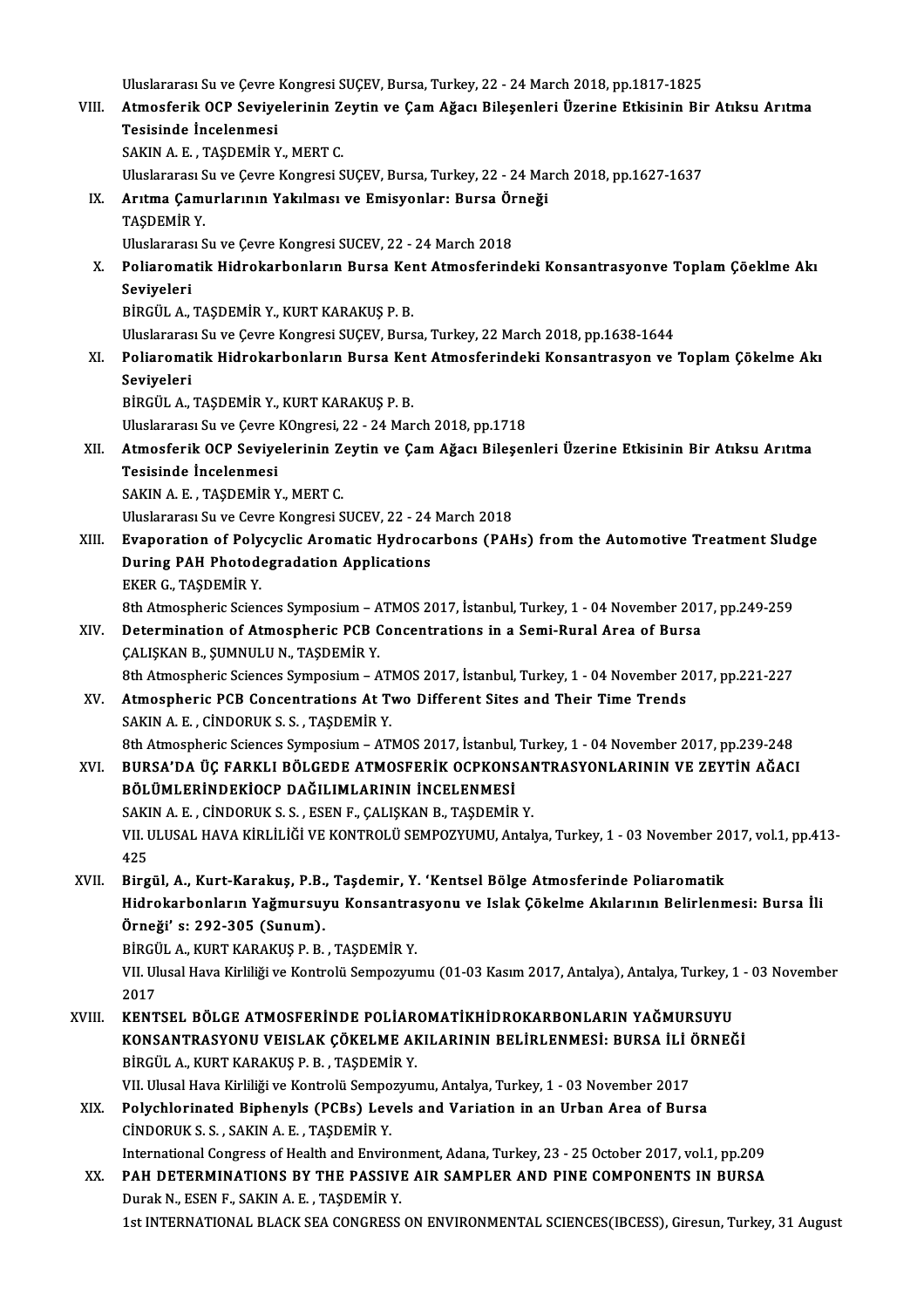Uluslararası Su ve Çevre Kongresi SUÇEV, Bursa, Turkey, 22 - 24 March 2018, pp.1817-1825

VIII. **Atmosferik OCP Seviyelerinin Zeytin ve Çam Ağacı Bileşenleri Üzerine Etkisinin Bir Atıksu Arıtma Tesisinde İncelenmesi**
SAKIN A. E. , TAŞDEMİR Y., MERT C.
Uluslararası Su ve Çevre Kongresi SUÇEV, Bursa, Turkey, 22 - 24 March 2018, pp.1627-1637

IX. **Arıtma Çamurlarının Yakılması ve Emisyonlar: Bursa Örneği**
TAŞDEMİR Y.
Uluslararası Su ve Çevre Kongresi SUCEV, 22 - 24 March 2018

X. **Poliaromatik Hidrokarbonların Bursa Kent Atmosferindeki Konsantrasyonve Toplam Çöeklme Akı Seviyeleri**
BİRGÜL A., TAŞDEMİR Y., KURT KARAKUŞ P. B.
Uluslararası Su ve Çevre Kongresi SUÇEV, Bursa, Turkey, 22 March 2018, pp.1638-1644

XI. **Poliaromatik Hidrokarbonların Bursa Kent Atmosferindeki Konsantrasyon ve Toplam Çökelme Akı Seviyeleri**
BİRGÜL A., TAŞDEMİR Y., KURT KARAKUŞ P. B.
Uluslararası Su ve Çevre KOngresi, 22 - 24 March 2018, pp.1718

XII. **Atmosferik OCP Seviyelerinin Zeytin ve Çam Ağacı Bileşenleri Üzerine Etkisinin Bir Atıksu Arıtma Tesisinde İncelenmesi**
SAKIN A. E. , TAŞDEMİR Y., MERT C.
Uluslararası Su ve Cevre Kongresi SUCEV, 22 - 24 March 2018

XIII. **Evaporation of Polycyclic Aromatic Hydrocarbons (PAHs) from the Automotive Treatment Sludge During PAH Photodegradation Applications**
EKER G., TAŞDEMİR Y.
8th Atmospheric Sciences Symposium – ATMOS 2017, İstanbul, Turkey, 1 - 04 November 2017, pp.249-259

XIV. **Determination of Atmospheric PCB Concentrations in a Semi-Rural Area of Bursa**
ÇALIŞKAN B., ŞUMNULU N., TAŞDEMİR Y.
8th Atmospheric Sciences Symposium – ATMOS 2017, İstanbul, Turkey, 1 - 04 November 2017, pp.221-227

XV. **Atmospheric PCB Concentrations At Two Different Sites and Their Time Trends**
SAKIN A. E. , CİNDORUK S. S. , TAŞDEMİR Y.
8th Atmospheric Sciences Symposium – ATMOS 2017, İstanbul, Turkey, 1 - 04 November 2017, pp.239-248

XVI. **BURSA'DA ÜÇ FARKLI BÖLGEDE ATMOSFERİK OCPKONSANTRASYONLARININ VE ZEYTİN AĞACI BÖLÜMLERİNDEKİOCP DAĞILIMLARININ İNCELENMESİ**
SAKIN A. E. , CİNDORUK S. S. , ESEN F., ÇALIŞKAN B., TAŞDEMİR Y.
VII. ULUSAL HAVA KİRLİLİĞİ VE KONTROLÜ SEMPOZYUMU, Antalya, Turkey, 1 - 03 November 2017, vol.1, pp.413-425

XVII. **Birgül, A., Kurt-Karakuş, P.B., Taşdemir, Y. 'Kentsel Bölge Atmosferinde Poliaromatik Hidrokarbonların Yağmursuyu Konsantrasyonu ve Islak Çökelme Akılarının Belirlenmesi: Bursa İli Örneği' s: 292-305 (Sunum).**
BİRGÜL A., KURT KARAKUŞ P. B. , TAŞDEMİR Y.
VII. Ulusal Hava Kirliliği ve Kontrolü Sempozyumu (01-03 Kasım 2017, Antalya), Antalya, Turkey, 1 - 03 November 2017

XVIII. **KENTSEL BÖLGE ATMOSFERİNDE POLİAROMATİKHİDROKARBONLARIN YAĞMURSUYU KONSANTRASYONU VEISLAK ÇÖKELME AKILARININ BELİRLENMESİ: BURSA İLİ ÖRNEĞİ**
BİRGÜL A., KURT KARAKUŞ P. B. , TAŞDEMİR Y.
VII. Ulusal Hava Kirliliği ve Kontrolü Sempozyumu, Antalya, Turkey, 1 - 03 November 2017

XIX. **Polychlorinated Biphenyls (PCBs) Levels and Variation in an Urban Area of Bursa**
CİNDORUK S. S. , SAKIN A. E. , TAŞDEMİR Y.
International Congress of Health and Environment, Adana, Turkey, 23 - 25 October 2017, vol.1, pp.209

XX. **PAH DETERMINATIONS BY THE PASSIVE AIR SAMPLER AND PINE COMPONENTS IN BURSA**
Durak N., ESEN F., SAKIN A. E. , TAŞDEMİR Y.
1st INTERNATIONAL BLACK SEA CONGRESS ON ENVIRONMENTAL SCIENCES(IBCESS), Giresun, Turkey, 31 August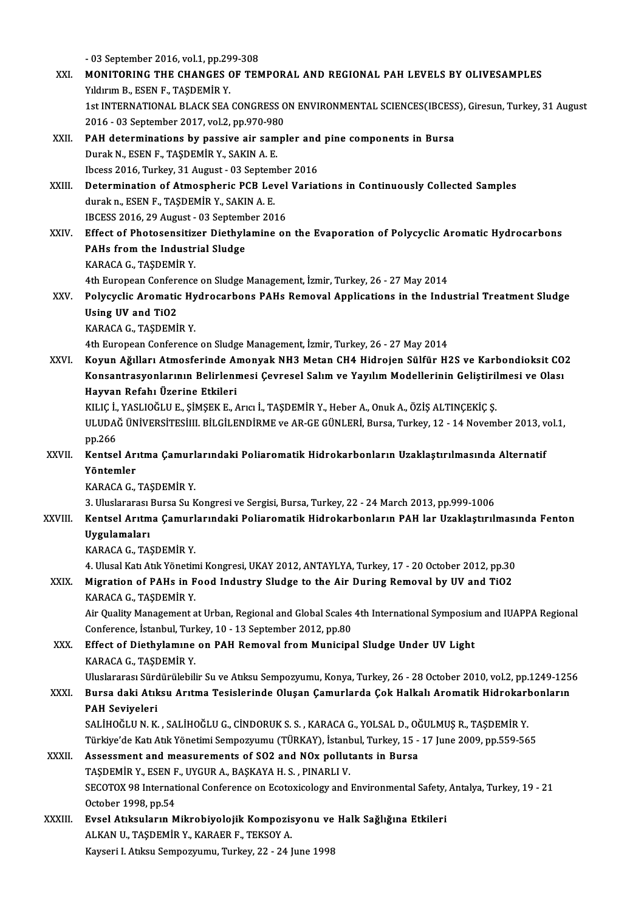- 03 September 2016, vol.1, pp.299-308

XXI. **MONITORING THE CHANGES OF TEMPORAL AND REGIONAL PAH LEVELS BY OLIVESAMPLES**
Yıldırım B., ESEN F., TAŞDEMİR Y.
1st INTERNATIONAL BLACK SEA CONGRESS ON ENVIRONMENTAL SCIENCES(IBCESS), Giresun, Turkey, 31 August 2016 - 03 September 2017, vol.2, pp.970-980

XXII. **PAH determinations by passive air sampler and pine components in Bursa**
Durak N., ESEN F., TAŞDEMİR Y., SAKIN A. E.
Ibcess 2016, Turkey, 31 August - 03 September 2016

XXIII. **Determination of Atmospheric PCB Level Variations in Continuously Collected Samples**
durak n., ESEN F., TAŞDEMİR Y., SAKIN A. E.
IBCESS 2016, 29 August - 03 September 2016

XXIV. **Effect of Photosensitizer Diethylamine on the Evaporation of Polycyclic Aromatic Hydrocarbons PAHs from the Industrial Sludge**
KARACA G., TAŞDEMİR Y.
4th European Conference on Sludge Management, İzmir, Turkey, 26 - 27 May 2014

XXV. **Polycyclic Aromatic Hydrocarbons PAHs Removal Applications in the Industrial Treatment Sludge Using UV and $TiO_2$**
KARACA G., TAŞDEMİR Y.
4th European Conference on Sludge Management, İzmir, Turkey, 26 - 27 May 2014

XXVI. **Koyun Ağılları Atmosferinde Amonyak $NH_3$ Metan $CH_4$ Hidrojen Sülfür $H_2S$ ve Karbondioksit $CO_2$ Konsantrasyonlarının Belirlenmesi Çevresel Salım ve Yayılım Modellerinin Geliştirilmesi ve Olası Hayvan Refahı Üzerine Etkileri**
KILIÇ İ., YASLIOĞLU E., ŞİMŞEK E., Arıcı İ., TAŞDEMİR Y., Heber A., Onuk A., ÖZİŞ ALTINÇEKİÇ Ş.
ULUDAĞ ÜNİVERSİTESİIII. BİLGİLENDİRME ve AR-GE GÜNLERİ, Bursa, Turkey, 12 - 14 November 2013, vol.1, pp.266

XXVII. **Kentsel Arıtma Çamurlarındaki Poliaromatik Hidrokarbonların Uzaklaştırılmasında Alternatif Yöntemler**
KARACA G., TAŞDEMİR Y.
3. Uluslararası Bursa Su Kongresi ve Sergisi, Bursa, Turkey, 22 - 24 March 2013, pp.999-1006

XXVIII. **Kentsel Arıtma Çamurlarındaki Poliaromatik Hidrokarbonların PAH lar Uzaklaştırılmasında Fenton Uygulamaları**
KARACA G., TAŞDEMİR Y.
4. Ulusal Katı Atık Yönetimi Kongresi, UKAY 2012, ANTAYLYA, Turkey, 17 - 20 October 2012, pp.30

XXIX. **Migration of PAHs in Food Industry Sludge to the Air During Removal by UV and $TiO_2$**
KARACA G., TAŞDEMİR Y.
Air Quality Management at Urban, Regional and Global Scales 4th International Symposium and IUAPPA Regional Conference, İstanbul, Turkey, 10 - 13 September 2012, pp.80

XXX. **Effect of Diethylamıne on PAH Removal from Municipal Sludge Under UV Light**
KARACA G., TAŞDEMİR Y.
Uluslararası Sürdürülebilir Su ve Atıksu Sempozyumu, Konya, Turkey, 26 - 28 October 2010, vol.2, pp.1249-1256

XXXI. **Bursa daki Atıksu Arıtma Tesislerinde Oluşan Çamurlarda Çok Halkalı Aromatik Hidrokarbonların PAH Seviyeleri**
SALİHOĞLU N. K. , SALİHOĞLU G., CİNDORUK S. S. , KARACA G., YOLSAL D., OĞULMUŞ R., TAŞDEMİR Y.
Türkiye'de Katı Atık Yönetimi Sempozyumu (TÜRKAY), İstanbul, Turkey, 15 - 17 June 2009, pp.559-565

XXXII. **Assessment and measurements of $SO_2$ and $NO_x$ pollutants in Bursa**
TAŞDEMİR Y., ESEN F., UYGUR A., BAŞKAYA H. S. , PINARLI V.
SECOTOX 98 International Conference on Ecotoxicology and Environmental Safety, Antalya, Turkey, 19 - 21 October 1998, pp.54

XXXIII. **Evsel Atıksuların Mikrobiyolojik Kompozisyonu ve Halk Sağlığına Etkileri**
ALKAN U., TAŞDEMİR Y., KARAER F., TEKSOY A.
Kayseri I. Atıksu Sempozyumu, Turkey, 22 - 24 June 1998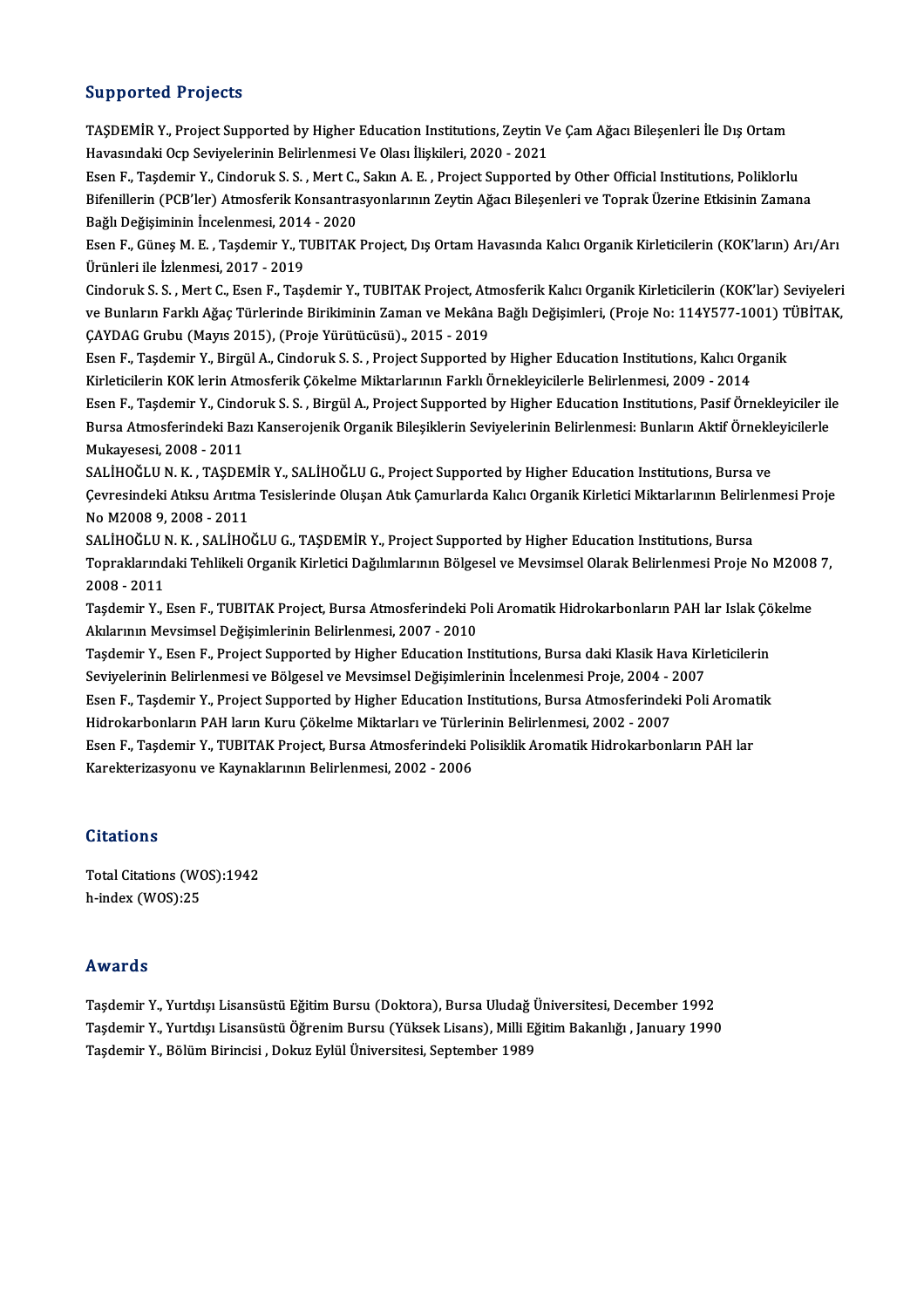## Supported Projects

TAŞDEMİR Y., Project Supported by Higher Education Institutions, Zeytin Ve Çam Ağacı Bileşenleri İle Dış Ortam Havasındaki Ocp Seviyelerinin Belirlenmesi Ve Olası İlişkileri, 2020 - 2021

Esen F., Taşdemir Y., Cindoruk S. S. , Mert C., Sakın A. E. , Project Supported by Other Official Institutions, Poliklorlu Bifenillerin (PCB'ler) Atmosferik Konsantrasyonlarının Zeytin Ağacı Bileşenleri ve Toprak Üzerine Etkisinin Zamana Bağlı Değişiminin İncelenmesi, 2014 - 2020

Esen F., Güneş M. E. , Taşdemir Y., TUBITAK Project, Dış Ortam Havasında Kalıcı Organik Kirleticilerin (KOK'ların) Arı/Arı Ürünleri ile İzlenmesi, 2017 - 2019

Cindoruk S. S. , Mert C., Esen F., Taşdemir Y., TUBITAK Project, Atmosferik Kalıcı Organik Kirleticilerin (KOK'lar) Seviyeleri ve Bunların Farklı Ağaç Türlerinde Birikiminin Zaman ve Mekâna Bağlı Değişimleri, (Proje No: 114Y577-1001) TÜBİTAK, ÇAYDAG Grubu (Mayıs 2015), (Proje Yürütücüsü)., 2015 - 2019

Esen F., Taşdemir Y., Birgül A., Cindoruk S. S. , Project Supported by Higher Education Institutions, Kalıcı Organik Kirleticilerin KOK lerin Atmosferik Çökelme Miktarlarının Farklı Örnekleyicilerle Belirlenmesi, 2009 - 2014

Esen F., Taşdemir Y., Cindoruk S. S. , Birgül A., Project Supported by Higher Education Institutions, Pasif Örnekleyiciler ile Bursa Atmosferindeki Bazı Kanserojenik Organik Bileşiklerin Seviyelerinin Belirlenmesi: Bunların Aktif Örnekleyicilerle Mukayesesi, 2008 - 2011

SALİHOĞLU N. K. , TAŞDEMİR Y., SALİHOĞLU G., Project Supported by Higher Education Institutions, Bursa ve Çevresindeki Atıksu Arıtma Tesislerinde Oluşan Atık Çamurlarda Kalıcı Organik Kirletici Miktarlarının Belirlenmesi Proje No M2008 9, 2008 - 2011

SALİHOĞLU N. K. , SALİHOĞLU G., TAŞDEMİR Y., Project Supported by Higher Education Institutions, Bursa Topraklarındaki Tehlikeli Organik Kirletici Dağılımlarının Bölgesel ve Mevsimsel Olarak Belirlenmesi Proje No M2008 7, 2008 - 2011

Taşdemir Y., Esen F., TUBITAK Project, Bursa Atmosferindeki Poli Aromatik Hidrokarbonların PAH lar Islak Çökelme Akılarının Mevsimsel Değişimlerinin Belirlenmesi, 2007 - 2010

Taşdemir Y., Esen F., Project Supported by Higher Education Institutions, Bursa daki Klasik Hava Kirleticilerin Seviyelerinin Belirlenmesi ve Bölgesel ve Mevsimsel Değişimlerinin İncelenmesi Proje, 2004 - 2007

Esen F., Taşdemir Y., Project Supported by Higher Education Institutions, Bursa Atmosferindeki Poli Aromatik Hidrokarbonların PAH ların Kuru Çökelme Miktarları ve Türlerinin Belirlenmesi, 2002 - 2007

Esen F., Taşdemir Y., TUBITAK Project, Bursa Atmosferindeki Polisiklik Aromatik Hidrokarbonların PAH lar Karekterizasyonu ve Kaynaklarının Belirlenmesi, 2002 - 2006

## Citations

Total Citations (WOS):1942
h-index (WOS):25

## Awards

Taşdemir Y., Yurtdışı Lisansüstü Eğitim Bursu (Doktora), Bursa Uludağ Üniversitesi, December 1992
Taşdemir Y., Yurtdışı Lisansüstü Öğrenim Bursu (Yüksek Lisans), Milli Eğitim Bakanlığı , January 1990
Taşdemir Y., Bölüm Birincisi , Dokuz Eylül Üniversitesi, September 1989